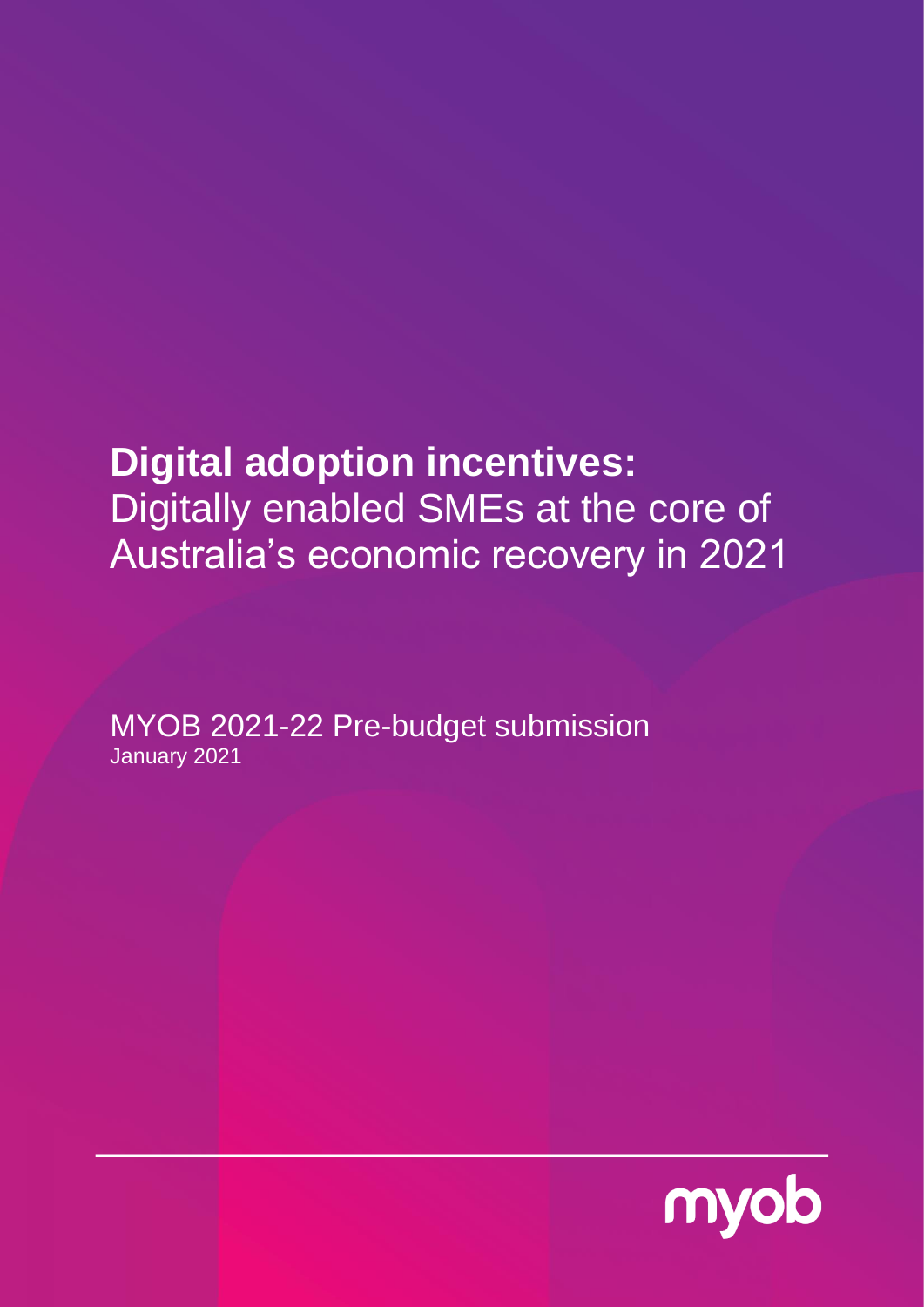# **Digital adoption incentives:** Digitally enabled SMEs at the core of Australia's economic recovery in 2021

MYOB 2021-22 Pre-budget submission

January 2021

myob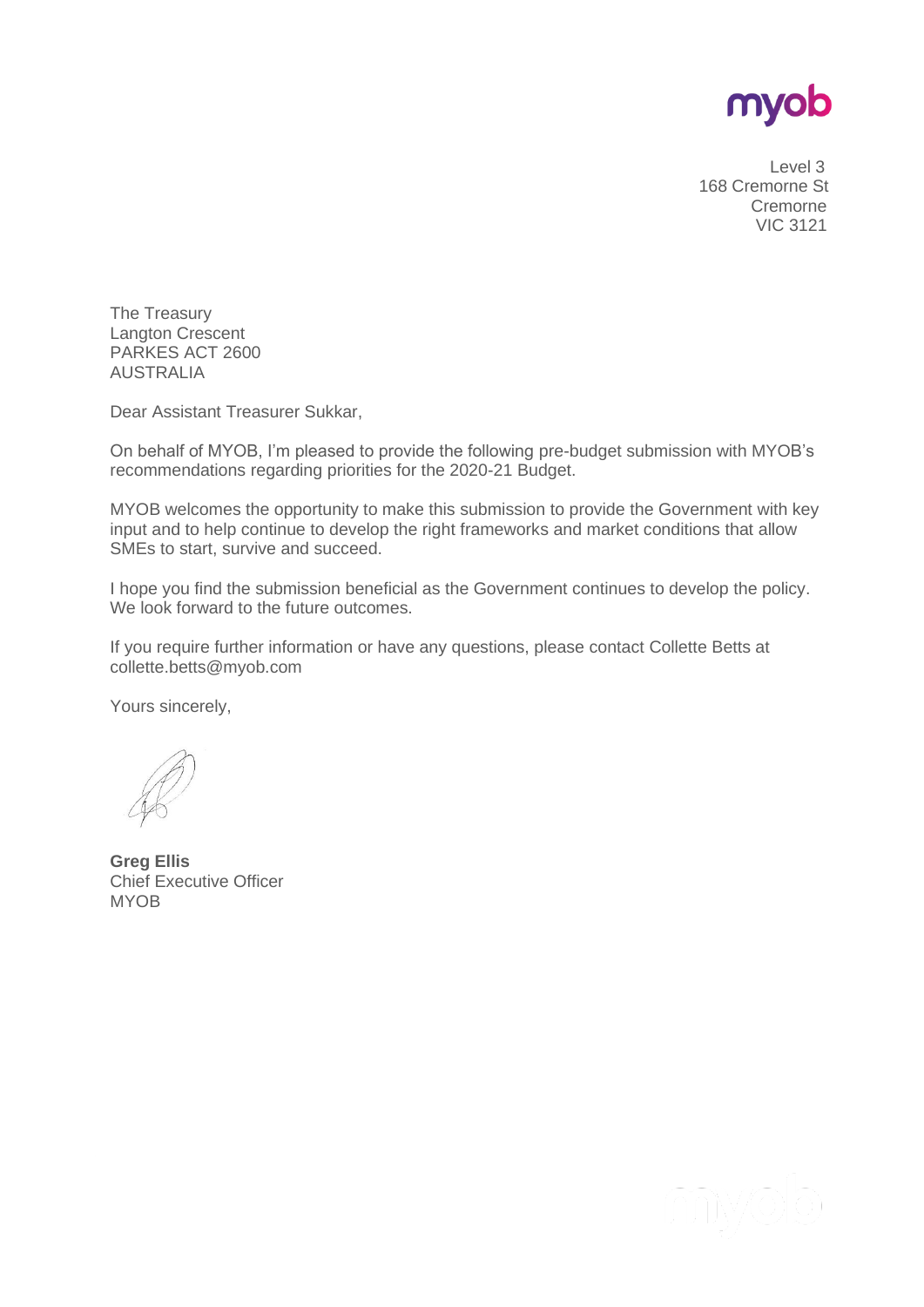myob

Level 3
168 Cremorne St
Cremorne
VIC 3121

The Treasury
Langton Crescent
PARKES ACT 2600
AUSTRALIA

Dear Assistant Treasurer Sukkar,

On behalf of MYOB, I'm pleased to provide the following pre-budget submission with MYOB's recommendations regarding priorities for the 2020-21 Budget.

MYOB welcomes the opportunity to make this submission to provide the Government with key input and to help continue to develop the right frameworks and market conditions that allow SMEs to start, survive and succeed.

I hope you find the submission beneficial as the Government continues to develop the policy. We look forward to the future outcomes.

If you require further information or have any questions, please contact Collette Betts at collette.betts@myob.com

Yours sincerely,

**Greg Ellis**
Chief Executive Officer
MYOB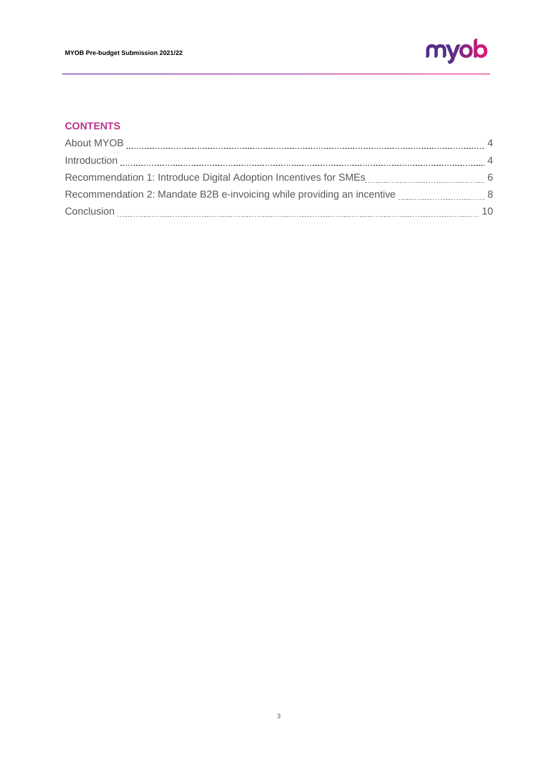## CONTENTS

| | |
|---|---|
| About MYOB | 4 |
| Introduction | 4 |
| Recommendation 1: Introduce Digital Adoption Incentives for SMEs | 6 |
| Recommendation 2: Mandate B2B e-invoicing while providing an incentive | 8 |
| Conclusion | 10 |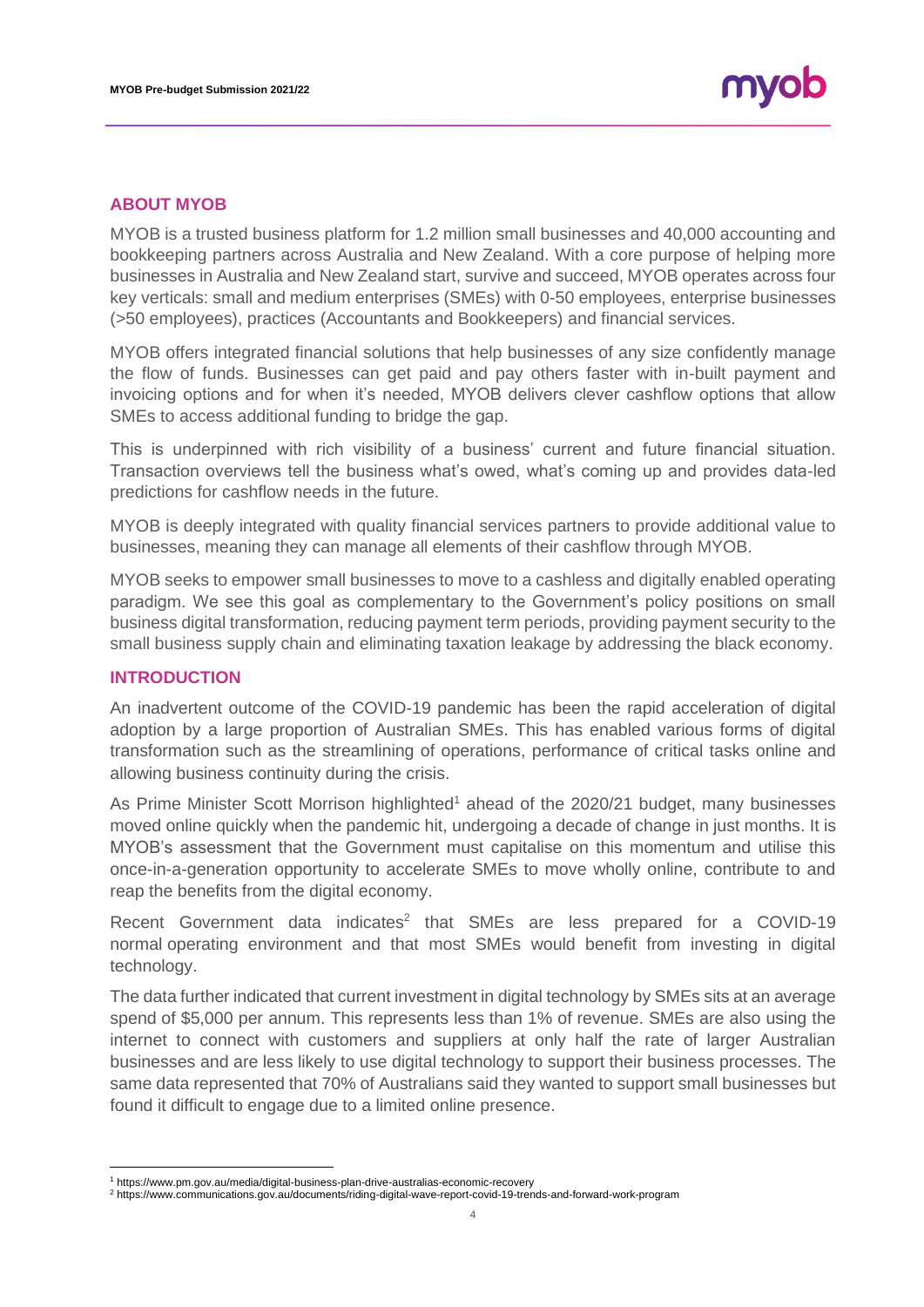## ABOUT MYOB

MYOB is a trusted business platform for 1.2 million small businesses and 40,000 accounting and bookkeeping partners across Australia and New Zealand. With a core purpose of helping more businesses in Australia and New Zealand start, survive and succeed, MYOB operates across four key verticals: small and medium enterprises (SMEs) with 0-50 employees, enterprise businesses (>50 employees), practices (Accountants and Bookkeepers) and financial services.

MYOB offers integrated financial solutions that help businesses of any size confidently manage the flow of funds. Businesses can get paid and pay others faster with in-built payment and invoicing options and for when it's needed, MYOB delivers clever cashflow options that allow SMEs to access additional funding to bridge the gap.

This is underpinned with rich visibility of a business' current and future financial situation. Transaction overviews tell the business what's owed, what's coming up and provides data-led predictions for cashflow needs in the future.

MYOB is deeply integrated with quality financial services partners to provide additional value to businesses, meaning they can manage all elements of their cashflow through MYOB.

MYOB seeks to empower small businesses to move to a cashless and digitally enabled operating paradigm. We see this goal as complementary to the Government's policy positions on small business digital transformation, reducing payment term periods, providing payment security to the small business supply chain and eliminating taxation leakage by addressing the black economy.

## INTRODUCTION

An inadvertent outcome of the COVID-19 pandemic has been the rapid acceleration of digital adoption by a large proportion of Australian SMEs. This has enabled various forms of digital transformation such as the streamlining of operations, performance of critical tasks online and allowing business continuity during the crisis.

As Prime Minister Scott Morrison highlighted[1] ahead of the 2020/21 budget, many businesses moved online quickly when the pandemic hit, undergoing a decade of change in just months. It is MYOB's assessment that the Government must capitalise on this momentum and utilise this once-in-a-generation opportunity to accelerate SMEs to move wholly online, contribute to and reap the benefits from the digital economy.

Recent Government data indicates[2] that SMEs are less prepared for a COVID-19 normal operating environment and that most SMEs would benefit from investing in digital technology.

The data further indicated that current investment in digital technology by SMEs sits at an average spend of $5,000 per annum. This represents less than 1% of revenue. SMEs are also using the internet to connect with customers and suppliers at only half the rate of larger Australian businesses and are less likely to use digital technology to support their business processes. The same data represented that 70% of Australians said they wanted to support small businesses but found it difficult to engage due to a limited online presence.

[1] https://www.pm.gov.au/media/digital-business-plan-drive-australias-economic-recovery

[2] https://www.communications.gov.au/documents/riding-digital-wave-report-covid-19-trends-and-forward-work-program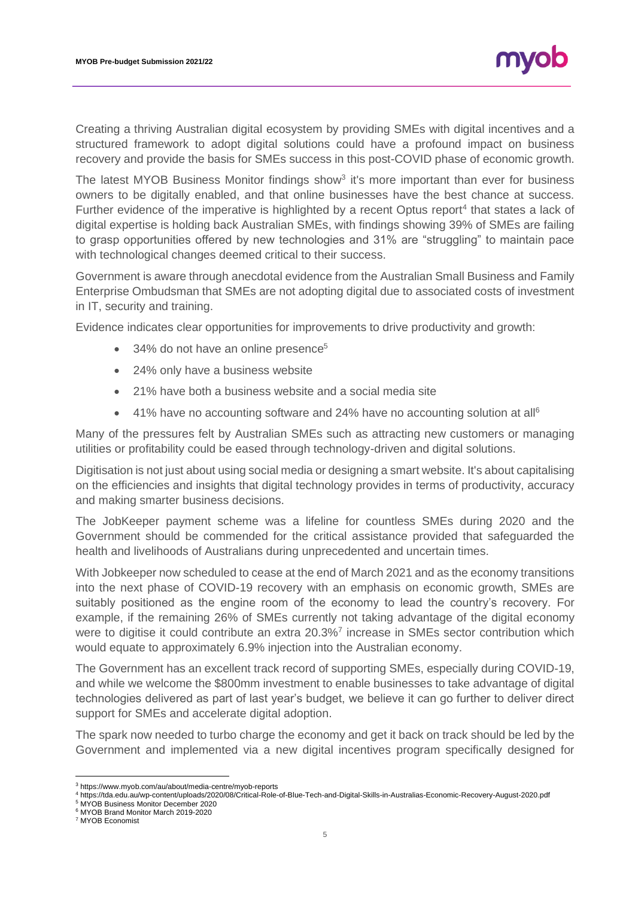Creating a thriving Australian digital ecosystem by providing SMEs with digital incentives and a structured framework to adopt digital solutions could have a profound impact on business recovery and provide the basis for SMEs success in this post-COVID phase of economic growth.

The latest MYOB Business Monitor findings show[3] it's more important than ever for business owners to be digitally enabled, and that online businesses have the best chance at success. Further evidence of the imperative is highlighted by a recent Optus report[4] that states a lack of digital expertise is holding back Australian SMEs, with findings showing 39% of SMEs are failing to grasp opportunities offered by new technologies and 31% are "struggling" to maintain pace with technological changes deemed critical to their success.

Government is aware through anecdotal evidence from the Australian Small Business and Family Enterprise Ombudsman that SMEs are not adopting digital due to associated costs of investment in IT, security and training.

Evidence indicates clear opportunities for improvements to drive productivity and growth:

- 34% do not have an online presence[5]
- 24% only have a business website
- 21% have both a business website and a social media site
- 41% have no accounting software and 24% have no accounting solution at all[6]

Many of the pressures felt by Australian SMEs such as attracting new customers or managing utilities or profitability could be eased through technology-driven and digital solutions.

Digitisation is not just about using social media or designing a smart website. It's about capitalising on the efficiencies and insights that digital technology provides in terms of productivity, accuracy and making smarter business decisions.

The JobKeeper payment scheme was a lifeline for countless SMEs during 2020 and the Government should be commended for the critical assistance provided that safeguarded the health and livelihoods of Australians during unprecedented and uncertain times.

With Jobkeeper now scheduled to cease at the end of March 2021 and as the economy transitions into the next phase of COVID-19 recovery with an emphasis on economic growth, SMEs are suitably positioned as the engine room of the economy to lead the country's recovery. For example, if the remaining 26% of SMEs currently not taking advantage of the digital economy were to digitise it could contribute an extra 20.3%[7] increase in SMEs sector contribution which would equate to approximately 6.9% injection into the Australian economy.

The Government has an excellent track record of supporting SMEs, especially during COVID-19, and while we welcome the $800mm investment to enable businesses to take advantage of digital technologies delivered as part of last year's budget, we believe it can go further to deliver direct support for SMEs and accelerate digital adoption.

The spark now needed to turbo charge the economy and get it back on track should be led by the Government and implemented via a new digital incentives program specifically designed for

---

[3] https://www.myob.com/au/about/media-centre/myob-reports

[4] https://tda.edu.au/wp-content/uploads/2020/08/Critical-Role-of-Blue-Tech-and-Digital-Skills-in-Australias-Economic-Recovery-August-2020.pdf

[5] MYOB Business Monitor December 2020

[6] MYOB Brand Monitor March 2019-2020

[7] MYOB Economist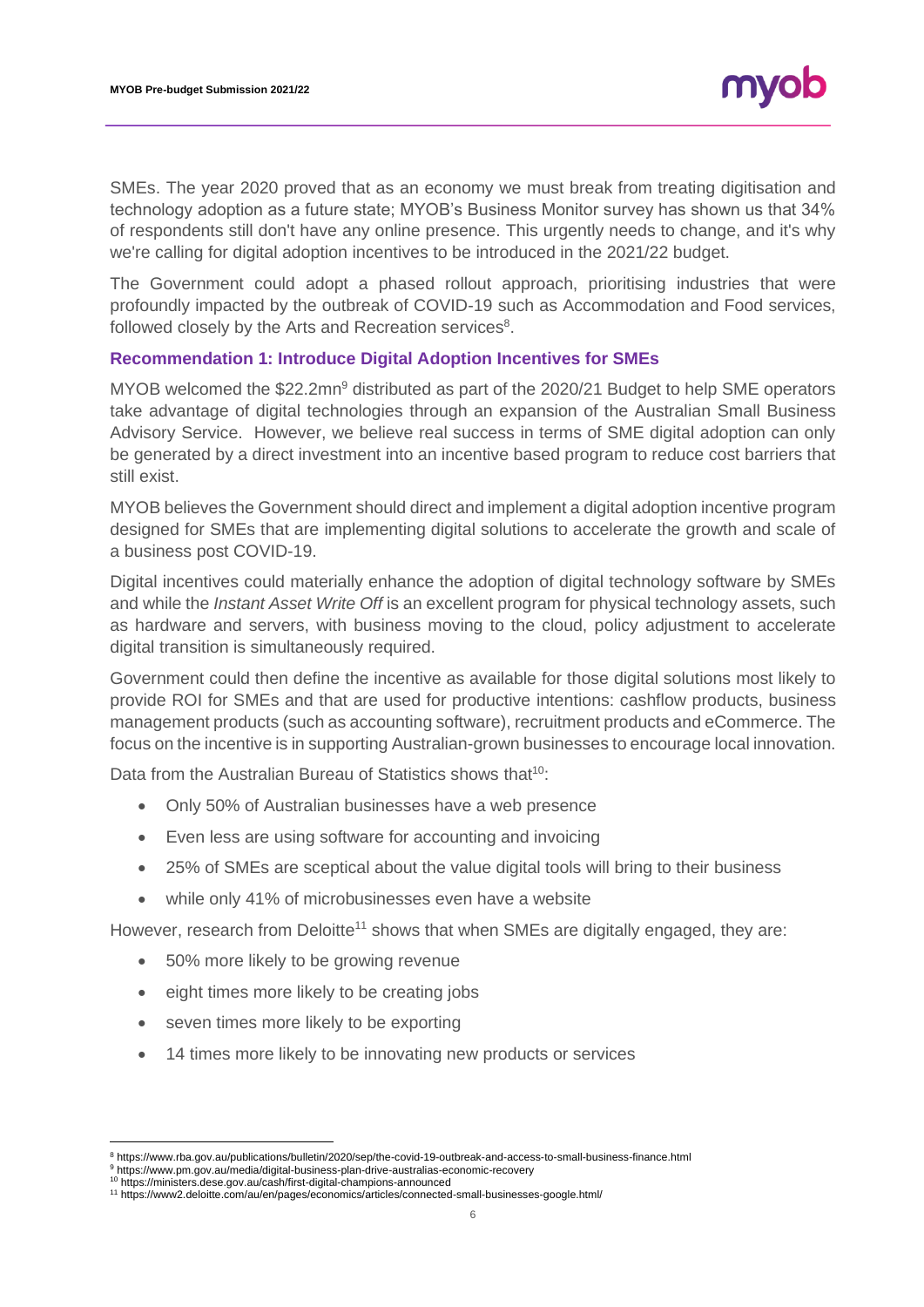SMEs. The year 2020 proved that as an economy we must break from treating digitisation and technology adoption as a future state; MYOB's Business Monitor survey has shown us that 34% of respondents still don't have any online presence. This urgently needs to change, and it's why we're calling for digital adoption incentives to be introduced in the 2021/22 budget.

The Government could adopt a phased rollout approach, prioritising industries that were profoundly impacted by the outbreak of COVID-19 such as Accommodation and Food services, followed closely by the Arts and Recreation services[8].

### Recommendation 1: Introduce Digital Adoption Incentives for SMEs

MYOB welcomed the $22.2mn[9] distributed as part of the 2020/21 Budget to help SME operators take advantage of digital technologies through an expansion of the Australian Small Business Advisory Service. However, we believe real success in terms of SME digital adoption can only be generated by a direct investment into an incentive based program to reduce cost barriers that still exist.

MYOB believes the Government should direct and implement a digital adoption incentive program designed for SMEs that are implementing digital solutions to accelerate the growth and scale of a business post COVID-19.

Digital incentives could materially enhance the adoption of digital technology software by SMEs and while the *Instant Asset Write Off* is an excellent program for physical technology assets, such as hardware and servers, with business moving to the cloud, policy adjustment to accelerate digital transition is simultaneously required.

Government could then define the incentive as available for those digital solutions most likely to provide ROI for SMEs and that are used for productive intentions: cashflow products, business management products (such as accounting software), recruitment products and eCommerce. The focus on the incentive is in supporting Australian-grown businesses to encourage local innovation.

Data from the Australian Bureau of Statistics shows that[10]:

- Only 50% of Australian businesses have a web presence
- Even less are using software for accounting and invoicing
- 25% of SMEs are sceptical about the value digital tools will bring to their business
- while only 41% of microbusinesses even have a website

However, research from Deloitte[11] shows that when SMEs are digitally engaged, they are:

- 50% more likely to be growing revenue
- eight times more likely to be creating jobs
- seven times more likely to be exporting
- 14 times more likely to be innovating new products or services

---

[8] https://www.rba.gov.au/publications/bulletin/2020/sep/the-covid-19-outbreak-and-access-to-small-business-finance.html
[9] https://www.pm.gov.au/media/digital-business-plan-drive-australias-economic-recovery
[10] https://ministers.dese.gov.au/cash/first-digital-champions-announced
[11] https://www2.deloitte.com/au/en/pages/economics/articles/connected-small-businesses-google.html/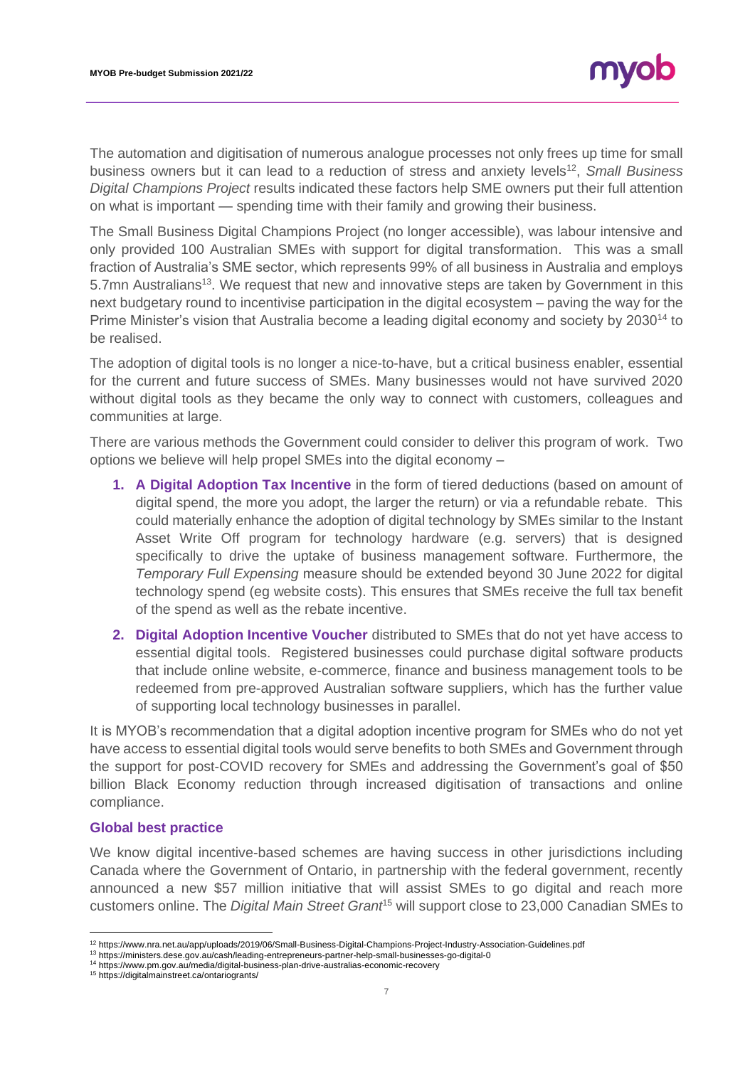The automation and digitisation of numerous analogue processes not only frees up time for small business owners but it can lead to a reduction of stress and anxiety levels[12], *Small Business Digital Champions Project* results indicated these factors help SME owners put their full attention on what is important — spending time with their family and growing their business.

The Small Business Digital Champions Project (no longer accessible), was labour intensive and only provided 100 Australian SMEs with support for digital transformation. This was a small fraction of Australia's SME sector, which represents 99% of all business in Australia and employs 5.7mn Australians[13]. We request that new and innovative steps are taken by Government in this next budgetary round to incentivise participation in the digital ecosystem – paving the way for the Prime Minister's vision that Australia become a leading digital economy and society by 2030[14] to be realised.

The adoption of digital tools is no longer a nice-to-have, but a critical business enabler, essential for the current and future success of SMEs. Many businesses would not have survived 2020 without digital tools as they became the only way to connect with customers, colleagues and communities at large.

There are various methods the Government could consider to deliver this program of work. Two options we believe will help propel SMEs into the digital economy –

1. **A Digital Adoption Tax Incentive** in the form of tiered deductions (based on amount of digital spend, the more you adopt, the larger the return) or via a refundable rebate. This could materially enhance the adoption of digital technology by SMEs similar to the Instant Asset Write Off program for technology hardware (e.g. servers) that is designed specifically to drive the uptake of business management software. Furthermore, the *Temporary Full Expensing* measure should be extended beyond 30 June 2022 for digital technology spend (eg website costs). This ensures that SMEs receive the full tax benefit of the spend as well as the rebate incentive.
2. **Digital Adoption Incentive Voucher** distributed to SMEs that do not yet have access to essential digital tools. Registered businesses could purchase digital software products that include online website, e-commerce, finance and business management tools to be redeemed from pre-approved Australian software suppliers, which has the further value of supporting local technology businesses in parallel.

It is MYOB's recommendation that a digital adoption incentive program for SMEs who do not yet have access to essential digital tools would serve benefits to both SMEs and Government through the support for post-COVID recovery for SMEs and addressing the Government's goal of $50 billion Black Economy reduction through increased digitisation of transactions and online compliance.

### Global best practice

We know digital incentive-based schemes are having success in other jurisdictions including Canada where the Government of Ontario, in partnership with the federal government, recently announced a new $57 million initiative that will assist SMEs to go digital and reach more customers online. The *Digital Main Street Grant*[15] will support close to 23,000 Canadian SMEs to

---

[12] https://www.nra.net.au/app/uploads/2019/06/Small-Business-Digital-Champions-Project-Industry-Association-Guidelines.pdf

[13] https://ministers.dese.gov.au/cash/leading-entrepreneurs-partner-help-small-businesses-go-digital-0

[14] https://www.pm.gov.au/media/digital-business-plan-drive-australias-economic-recovery

[15] https://digitalmainstreet.ca/ontariogrants/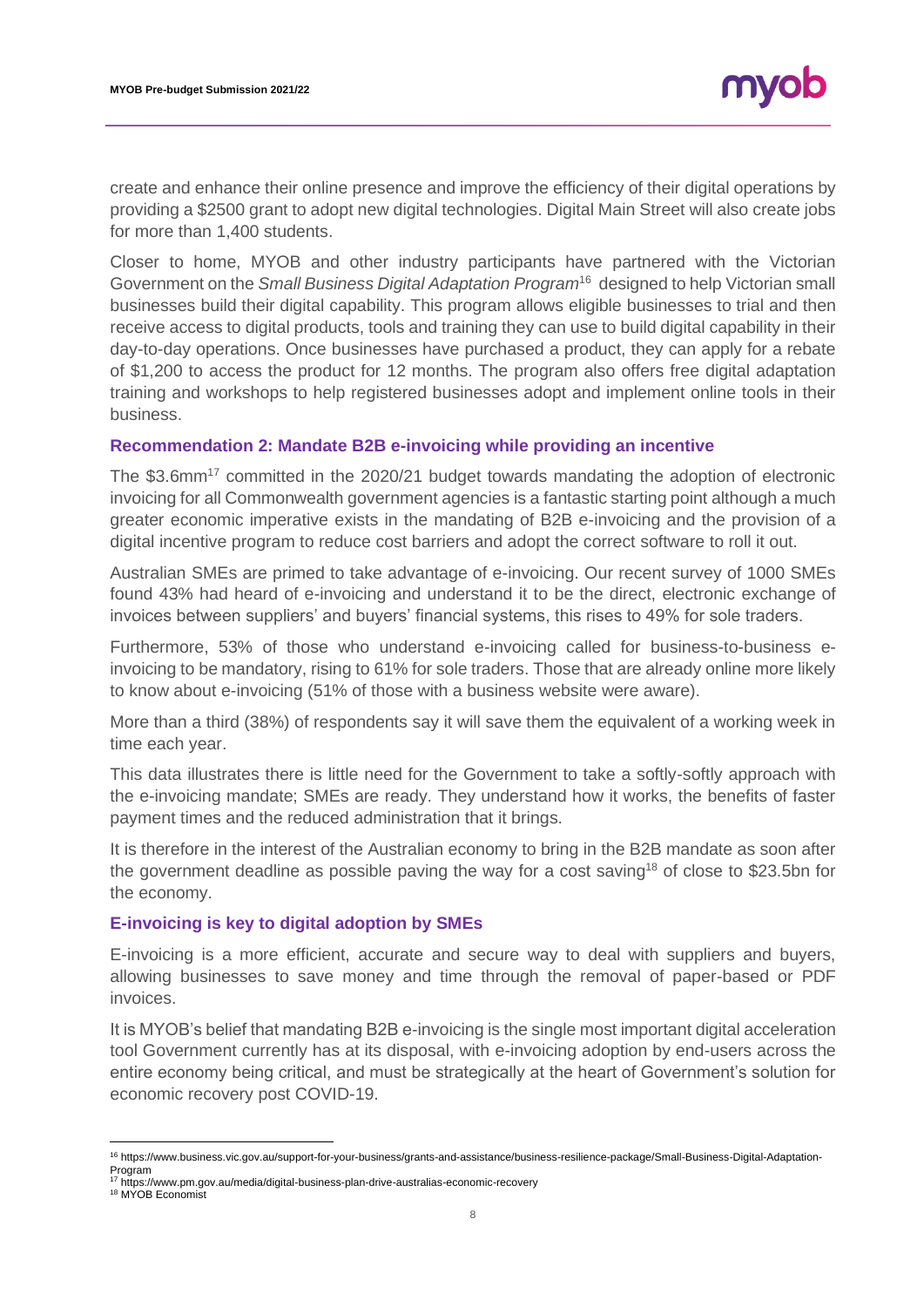create and enhance their online presence and improve the efficiency of their digital operations by providing a $2500 grant to adopt new digital technologies. Digital Main Street will also create jobs for more than 1,400 students.

Closer to home, MYOB and other industry participants have partnered with the Victorian Government on the *Small Business Digital Adaptation Program*[16] designed to help Victorian small businesses build their digital capability. This program allows eligible businesses to trial and then receive access to digital products, tools and training they can use to build digital capability in their day-to-day operations. Once businesses have purchased a product, they can apply for a rebate of $1,200 to access the product for 12 months. The program also offers free digital adaptation training and workshops to help registered businesses adopt and implement online tools in their business.

### Recommendation 2: Mandate B2B e-invoicing while providing an incentive

The $3.6mm[17] committed in the 2020/21 budget towards mandating the adoption of electronic invoicing for all Commonwealth government agencies is a fantastic starting point although a much greater economic imperative exists in the mandating of B2B e-invoicing and the provision of a digital incentive program to reduce cost barriers and adopt the correct software to roll it out.

Australian SMEs are primed to take advantage of e-invoicing. Our recent survey of 1000 SMEs found 43% had heard of e-invoicing and understand it to be the direct, electronic exchange of invoices between suppliers' and buyers' financial systems, this rises to 49% for sole traders.

Furthermore, 53% of those who understand e-invoicing called for business-to-business e-invoicing to be mandatory, rising to 61% for sole traders. Those that are already online more likely to know about e-invoicing (51% of those with a business website were aware).

More than a third (38%) of respondents say it will save them the equivalent of a working week in time each year.

This data illustrates there is little need for the Government to take a softly-softly approach with the e-invoicing mandate; SMEs are ready. They understand how it works, the benefits of faster payment times and the reduced administration that it brings.

It is therefore in the interest of the Australian economy to bring in the B2B mandate as soon after the government deadline as possible paving the way for a cost saving[18] of close to $23.5bn for the economy.

### E-invoicing is key to digital adoption by SMEs

E-invoicing is a more efficient, accurate and secure way to deal with suppliers and buyers, allowing businesses to save money and time through the removal of paper-based or PDF invoices.

It is MYOB's belief that mandating B2B e-invoicing is the single most important digital acceleration tool Government currently has at its disposal, with e-invoicing adoption by end-users across the entire economy being critical, and must be strategically at the heart of Government's solution for economic recovery post COVID-19.

---

[16] https://www.business.vic.gov.au/support-for-your-business/grants-and-assistance/business-resilience-package/Small-Business-Digital-Adaptation-Program

[17] https://www.pm.gov.au/media/digital-business-plan-drive-australias-economic-recovery

[18] MYOB Economist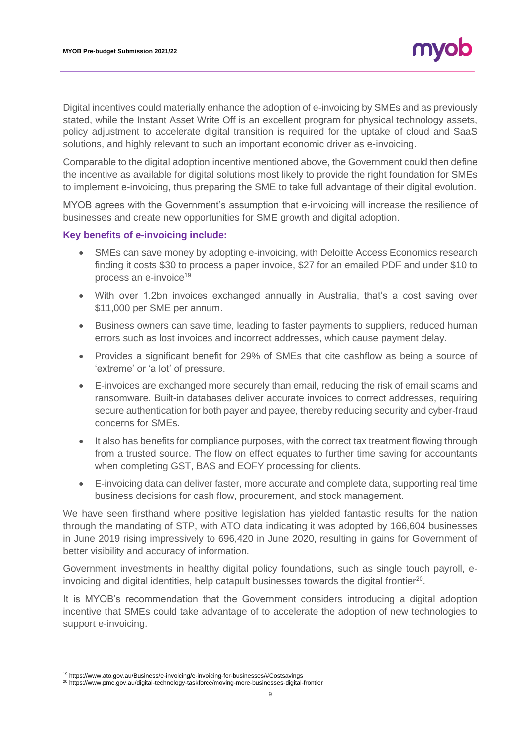Digital incentives could materially enhance the adoption of e-invoicing by SMEs and as previously stated, while the Instant Asset Write Off is an excellent program for physical technology assets, policy adjustment to accelerate digital transition is required for the uptake of cloud and SaaS solutions, and highly relevant to such an important economic driver as e-invoicing.

Comparable to the digital adoption incentive mentioned above, the Government could then define the incentive as available for digital solutions most likely to provide the right foundation for SMEs to implement e-invoicing, thus preparing the SME to take full advantage of their digital evolution.

MYOB agrees with the Government's assumption that e-invoicing will increase the resilience of businesses and create new opportunities for SME growth and digital adoption.

### Key benefits of e-invoicing include:

- SMEs can save money by adopting e-invoicing, with Deloitte Access Economics research finding it costs $30 to process a paper invoice, $27 for an emailed PDF and under $10 to process an e-invoice[19]
- With over 1.2bn invoices exchanged annually in Australia, that's a cost saving over $11,000 per SME per annum.
- Business owners can save time, leading to faster payments to suppliers, reduced human errors such as lost invoices and incorrect addresses, which cause payment delay.
- Provides a significant benefit for 29% of SMEs that cite cashflow as being a source of 'extreme' or 'a lot' of pressure.
- E-invoices are exchanged more securely than email, reducing the risk of email scams and ransomware. Built-in databases deliver accurate invoices to correct addresses, requiring secure authentication for both payer and payee, thereby reducing security and cyber-fraud concerns for SMEs.
- It also has benefits for compliance purposes, with the correct tax treatment flowing through from a trusted source. The flow on effect equates to further time saving for accountants when completing GST, BAS and EOFY processing for clients.
- E-invoicing data can deliver faster, more accurate and complete data, supporting real time business decisions for cash flow, procurement, and stock management.

We have seen firsthand where positive legislation has yielded fantastic results for the nation through the mandating of STP, with ATO data indicating it was adopted by 166,604 businesses in June 2019 rising impressively to 696,420 in June 2020, resulting in gains for Government of better visibility and accuracy of information.

Government investments in healthy digital policy foundations, such as single touch payroll, e-invoicing and digital identities, help catapult businesses towards the digital frontier[20].

It is MYOB's recommendation that the Government considers introducing a digital adoption incentive that SMEs could take advantage of to accelerate the adoption of new technologies to support e-invoicing.

---

[19] https://www.ato.gov.au/Business/e-invoicing/e-invoicing-for-businesses/#Costsavings

[20] https://www.pmc.gov.au/digital-technology-taskforce/moving-more-businesses-digital-frontier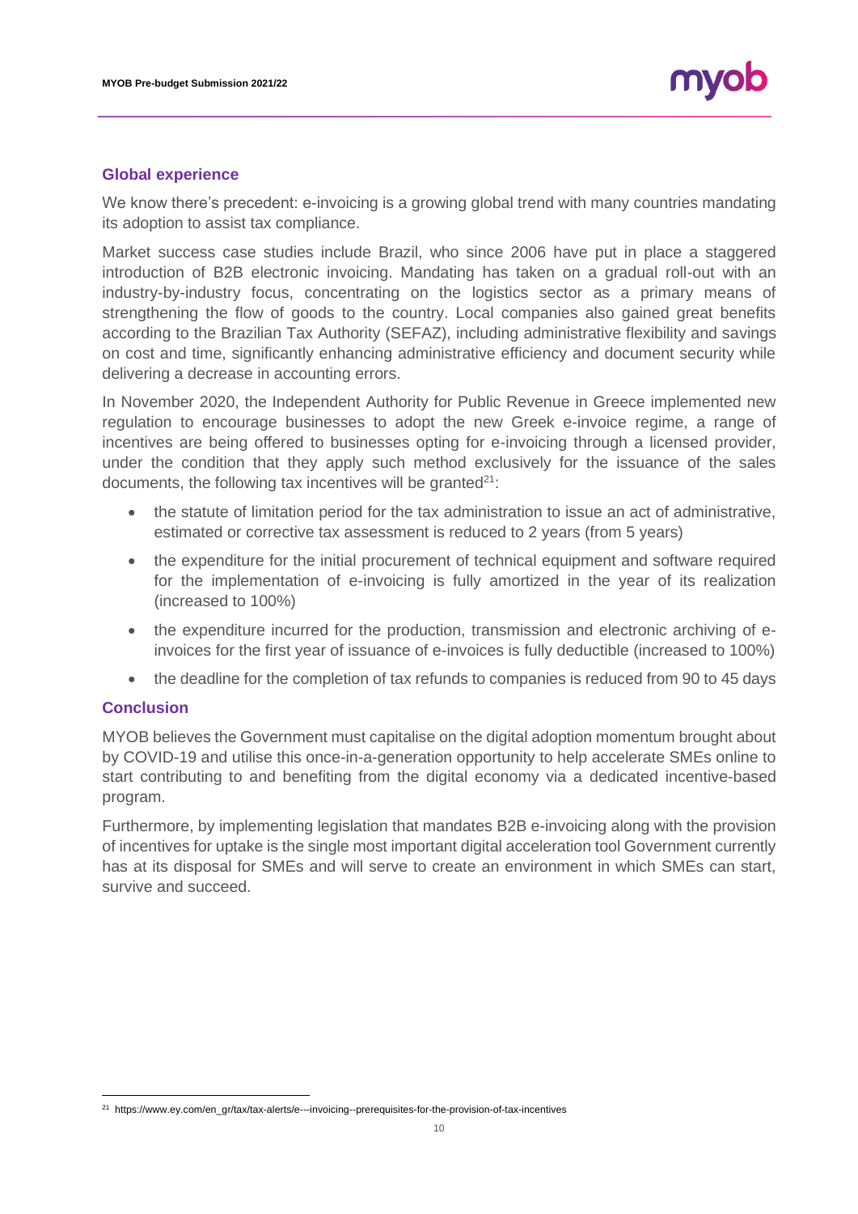## Global experience

We know there's precedent: e-invoicing is a growing global trend with many countries mandating its adoption to assist tax compliance.

Market success case studies include Brazil, who since 2006 have put in place a staggered introduction of B2B electronic invoicing. Mandating has taken on a gradual roll-out with an industry-by-industry focus, concentrating on the logistics sector as a primary means of strengthening the flow of goods to the country. Local companies also gained great benefits according to the Brazilian Tax Authority (SEFAZ), including administrative flexibility and savings on cost and time, significantly enhancing administrative efficiency and document security while delivering a decrease in accounting errors.

In November 2020, the Independent Authority for Public Revenue in Greece implemented new regulation to encourage businesses to adopt the new Greek e-invoice regime, a range of incentives are being offered to businesses opting for e-invoicing through a licensed provider, under the condition that they apply such method exclusively for the issuance of the sales documents, the following tax incentives will be granted[21]:

- the statute of limitation period for the tax administration to issue an act of administrative, estimated or corrective tax assessment is reduced to 2 years (from 5 years)
- the expenditure for the initial procurement of technical equipment and software required for the implementation of e-invoicing is fully amortized in the year of its realization (increased to 100%)
- the expenditure incurred for the production, transmission and electronic archiving of e-invoices for the first year of issuance of e-invoices is fully deductible (increased to 100%)
- the deadline for the completion of tax refunds to companies is reduced from 90 to 45 days

## Conclusion

MYOB believes the Government must capitalise on the digital adoption momentum brought about by COVID-19 and utilise this once-in-a-generation opportunity to help accelerate SMEs online to start contributing to and benefiting from the digital economy via a dedicated incentive-based program.

Furthermore, by implementing legislation that mandates B2B e-invoicing along with the provision of incentives for uptake is the single most important digital acceleration tool Government currently has at its disposal for SMEs and will serve to create an environment in which SMEs can start, survive and succeed.

---

[21] https://www.ey.com/en_gr/tax/tax-alerts/e---invoicing--prerequisites-for-the-provision-of-tax-incentives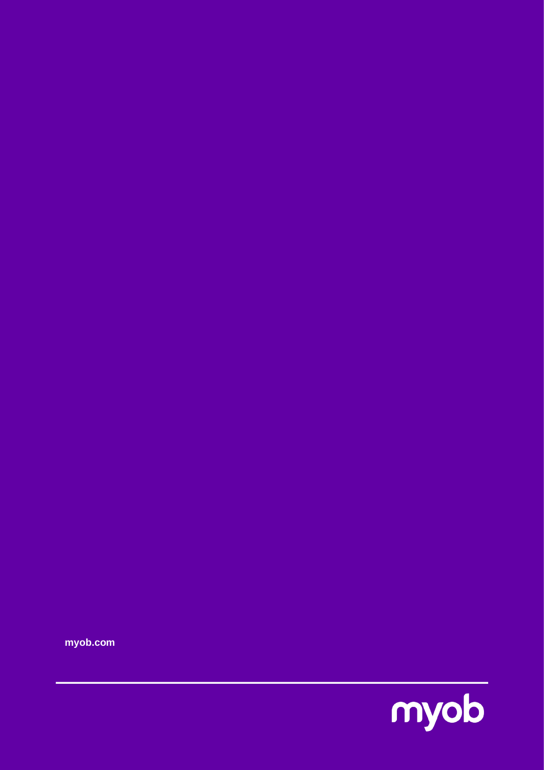myob.com

myob